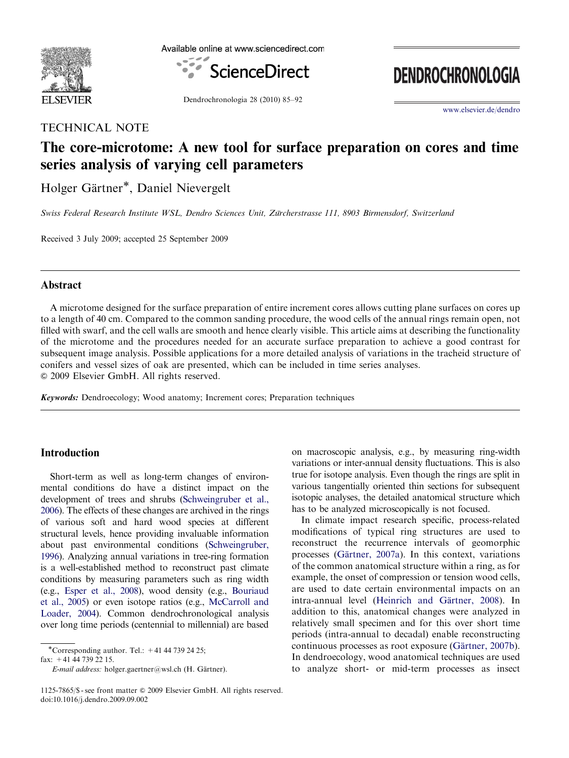TECHNICAL NOTE

# The core-microtome: A new tool for surface preparation on cores and time series analysis of varying cell parameters

Holger Gärtner*, Daniel Nievergelt

*Swiss Federal Research Institute WSL, Dendro Sciences Unit, Zürcherstrasse 111, 8903 Birmensdorf, Switzerland*

Received 3 July 2009; accepted 25 September 2009

## Abstract

A microtome designed for the surface preparation of entire increment cores allows cutting plane surfaces on cores up to a length of 40 cm. Compared to the common sanding procedure, the wood cells of the annual rings remain open, not filled with swarf, and the cell walls are smooth and hence clearly visible. This article aims at describing the functionality of the microtome and the procedures needed for an accurate surface preparation to achieve a good contrast for subsequent image analysis. Possible applications for a more detailed analysis of variations in the tracheid structure of conifers and vessel sizes of oak are presented, which can be included in time series analyses.
© 2009 Elsevier GmbH. All rights reserved.

***Keywords:*** Dendroecology; Wood anatomy; Increment cores; Preparation techniques

## Introduction

Short-term as well as long-term changes of environmental conditions do have a distinct impact on the development of trees and shrubs (Schweingruber et al., 2006). The effects of these changes are archived in the rings of various soft and hard wood species at different structural levels, hence providing invaluable information about past environmental conditions (Schweingruber, 1996). Analyzing annual variations in tree-ring formation is a well-established method to reconstruct past climate conditions by measuring parameters such as ring width (e.g., Esper et al., 2008), wood density (e.g., Bouriaud et al., 2005) or even isotope ratios (e.g., McCarroll and Loader, 2004). Common dendrochronological analysis over long time periods (centennial to millennial) are based on macroscopic analysis, e.g., by measuring ring-width variations or inter-annual density fluctuations. This is also true for isotope analysis. Even though the rings are split in various tangentially oriented thin sections for subsequent isotopic analyses, the detailed anatomical structure which has to be analyzed microscopically is not focused.

In climate impact research specific, process-related modifications of typical ring structures are used to reconstruct the recurrence intervals of geomorphic processes (Gärtner, 2007a). In this context, variations of the common anatomical structure within a ring, as for example, the onset of compression or tension wood cells, are used to date certain environmental impacts on an intra-annual level (Heinrich and Gärtner, 2008). In addition to this, anatomical changes were analyzed in relatively small specimen and for this over short time periods (intra-annual to decadal) enable reconstructing continuous processes as root exposure (Gärtner, 2007b). In dendroecology, wood anatomical techniques are used to analyze short- or mid-term processes as insect

*Corresponding author. Tel.: +41 44 739 24 25; fax: +41 44 739 22 15.
*E-mail address:* holger.gaertner@wsl.ch (H. Gärtner).

1125-7865/$ - see front matter © 2009 Elsevier GmbH. All rights reserved.
doi:10.1016/j.dendro.2009.09.002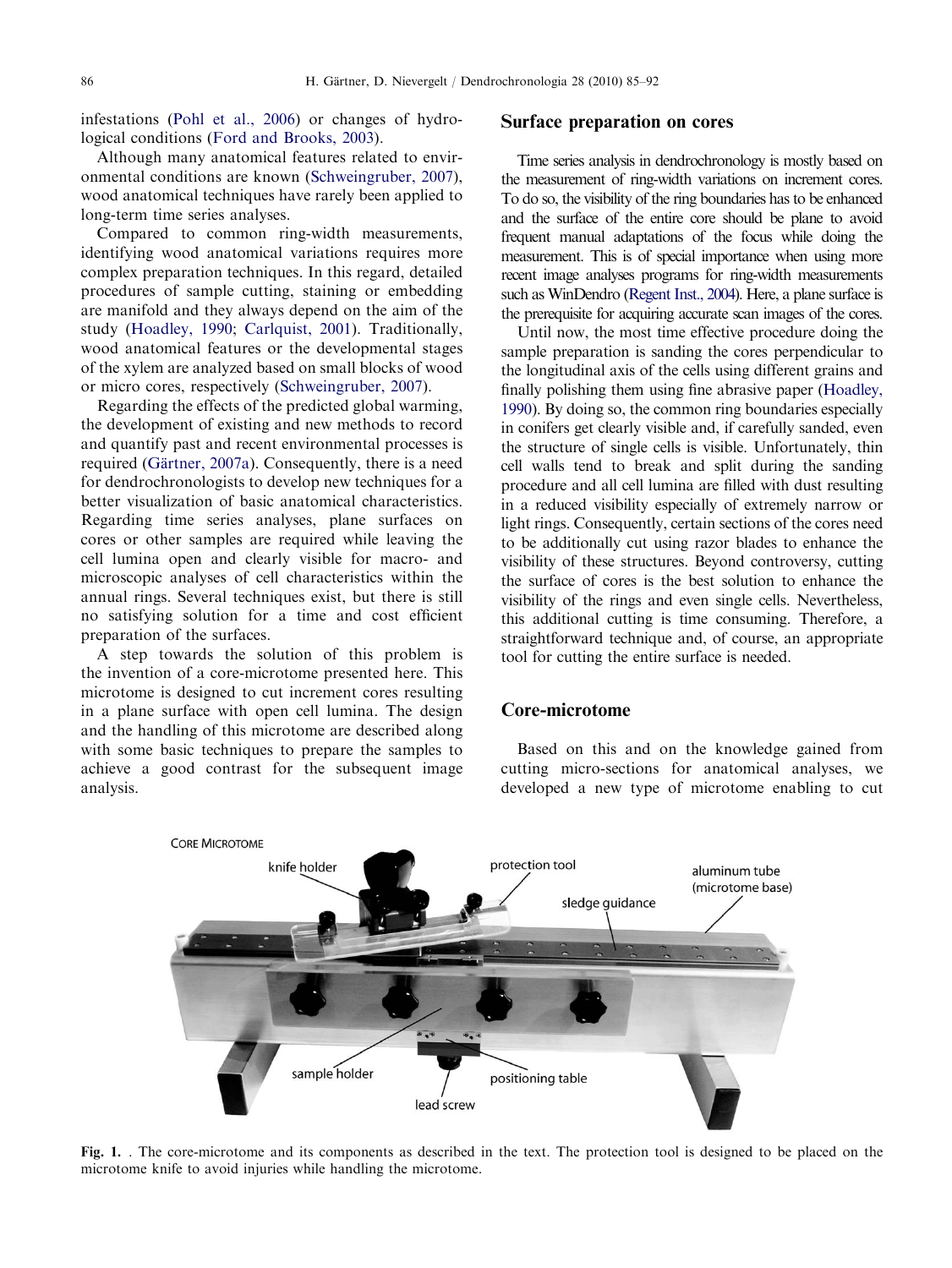infestations (Pohl et al., 2006) or changes of hydrological conditions (Ford and Brooks, 2003).

Although many anatomical features related to environmental conditions are known (Schweingruber, 2007), wood anatomical techniques have rarely been applied to long-term time series analyses.

Compared to common ring-width measurements, identifying wood anatomical variations requires more complex preparation techniques. In this regard, detailed procedures of sample cutting, staining or embedding are manifold and they always depend on the aim of the study (Hoadley, 1990; Carlquist, 2001). Traditionally, wood anatomical features or the developmental stages of the xylem are analyzed based on small blocks of wood or micro cores, respectively (Schweingruber, 2007).

Regarding the effects of the predicted global warming, the development of existing and new methods to record and quantify past and recent environmental processes is required (Gärtner, 2007a). Consequently, there is a need for dendrochronologists to develop new techniques for a better visualization of basic anatomical characteristics. Regarding time series analyses, plane surfaces on cores or other samples are required while leaving the cell lumina open and clearly visible for macro- and microscopic analyses of cell characteristics within the annual rings. Several techniques exist, but there is still no satisfying solution for a time and cost efficient preparation of the surfaces.

A step towards the solution of this problem is the invention of a core-microtome presented here. This microtome is designed to cut increment cores resulting in a plane surface with open cell lumina. The design and the handling of this microtome are described along with some basic techniques to prepare the samples to achieve a good contrast for the subsequent image analysis.

## Surface preparation on cores

Time series analysis in dendrochronology is mostly based on the measurement of ring-width variations on increment cores. To do so, the visibility of the ring boundaries has to be enhanced and the surface of the entire core should be plane to avoid frequent manual adaptations of the focus while doing the measurement. This is of special importance when using more recent image analyses programs for ring-width measurements such as WinDendro (Regent Inst., 2004). Here, a plane surface is the prerequisite for acquiring accurate scan images of the cores.

Until now, the most time effective procedure doing the sample preparation is sanding the cores perpendicular to the longitudinal axis of the cells using different grains and finally polishing them using fine abrasive paper (Hoadley, 1990). By doing so, the common ring boundaries especially in conifers get clearly visible and, if carefully sanded, even the structure of single cells is visible. Unfortunately, thin cell walls tend to break and split during the sanding procedure and all cell lumina are filled with dust resulting in a reduced visibility especially of extremely narrow or light rings. Consequently, certain sections of the cores need to be additionally cut using razor blades to enhance the visibility of these structures. Beyond controversy, cutting the surface of cores is the best solution to enhance the visibility of the rings and even single cells. Nevertheless, this additional cutting is time consuming. Therefore, a straightforward technique and, of course, an appropriate tool for cutting the entire surface is needed.

## Core-microtome

Based on this and on the knowledge gained from cutting micro-sections for anatomical analyses, we developed a new type of microtome enabling to cut

CORE MICROTOME

knife holder

protection tool

aluminum tube (microtome base)

sledge guidance

sample holder

positioning table

lead screw

**Fig. 1.** . The core-microtome and its components as described in the text. The protection tool is designed to be placed on the microtome knife to avoid injuries while handling the microtome.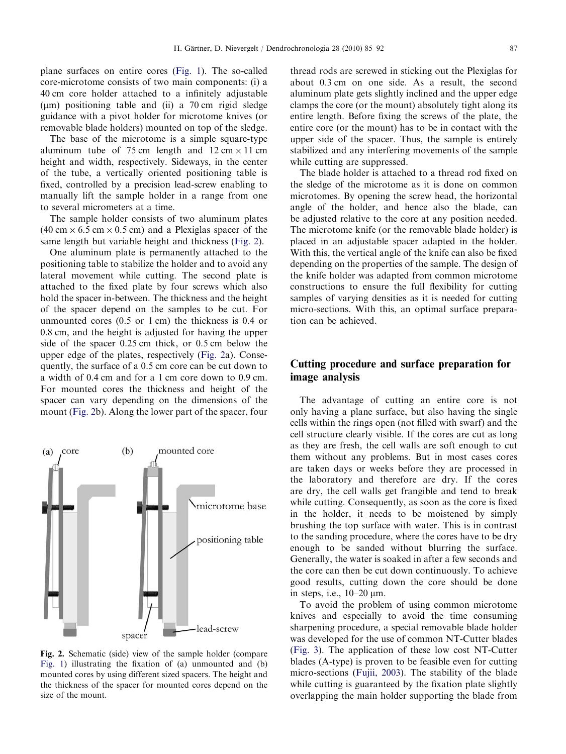plane surfaces on entire cores (Fig. 1). The so-called core-microtome consists of two main components: (i) a 40 cm core holder attached to a infinitely adjustable (μm) positioning table and (ii) a 70 cm rigid sledge guidance with a pivot holder for microtome knives (or removable blade holders) mounted on top of the sledge.

The base of the microtome is a simple square-type aluminum tube of 75 cm length and 12 cm × 11 cm height and width, respectively. Sideways, in the center of the tube, a vertically oriented positioning table is fixed, controlled by a precision lead-screw enabling to manually lift the sample holder in a range from one to several micrometers at a time.

The sample holder consists of two aluminum plates (40 cm × 6.5 cm × 0.5 cm) and a Plexiglas spacer of the same length but variable height and thickness (Fig. 2).

One aluminum plate is permanently attached to the positioning table to stabilize the holder and to avoid any lateral movement while cutting. The second plate is attached to the fixed plate by four screws which also hold the spacer in-between. The thickness and the height of the spacer depend on the samples to be cut. For unmounted cores (0.5 or 1 cm) the thickness is 0.4 or 0.8 cm, and the height is adjusted for having the upper side of the spacer 0.25 cm thick, or 0.5 cm below the upper edge of the plates, respectively (Fig. 2a). Consequently, the surface of a 0.5 cm core can be cut down to a width of 0.4 cm and for a 1 cm core down to 0.9 cm. For mounted cores the thickness and height of the spacer can vary depending on the dimensions of the mount (Fig. 2b). Along the lower part of the spacer, four thread rods are screwed in sticking out the Plexiglas for about 0.3 cm on one side. As a result, the second aluminum plate gets slightly inclined and the upper edge clamps the core (or the mount) absolutely tight along its entire length. Before fixing the screws of the plate, the entire core (or the mount) has to be in contact with the upper side of the spacer. Thus, the sample is entirely stabilized and any interfering movements of the sample while cutting are suppressed.

(a) core
(b) mounted core
microtome base
positioning table
spacer
lead-screw

**Fig. 2.** Schematic (side) view of the sample holder (compare Fig. 1) illustrating the fixation of (a) unmounted and (b) mounted cores by using different sized spacers. The height and the thickness of the spacer for mounted cores depend on the size of the mount.

The blade holder is attached to a thread rod fixed on the sledge of the microtome as it is done on common microtomes. By opening the screw head, the horizontal angle of the holder, and hence also the blade, can be adjusted relative to the core at any position needed. The microtome knife (or the removable blade holder) is placed in an adjustable spacer adapted in the holder. With this, the vertical angle of the knife can also be fixed depending on the properties of the sample. The design of the knife holder was adapted from common microtome constructions to ensure the full flexibility for cutting samples of varying densities as it is needed for cutting micro-sections. With this, an optimal surface preparation can be achieved.

## Cutting procedure and surface preparation for image analysis

The advantage of cutting an entire core is not only having a plane surface, but also having the single cells within the rings open (not filled with swarf) and the cell structure clearly visible. If the cores are cut as long as they are fresh, the cell walls are soft enough to cut them without any problems. But in most cases cores are taken days or weeks before they are processed in the laboratory and therefore are dry. If the cores are dry, the cell walls get frangible and tend to break while cutting. Consequently, as soon as the core is fixed in the holder, it needs to be moistened by simply brushing the top surface with water. This is in contrast to the sanding procedure, where the cores have to be dry enough to be sanded without blurring the surface. Generally, the water is soaked in after a few seconds and the core can then be cut down continuously. To achieve good results, cutting down the core should be done in steps, i.e., 10–20 μm.

To avoid the problem of using common microtome knives and especially to avoid the time consuming sharpening procedure, a special removable blade holder was developed for the use of common NT-Cutter blades (Fig. 3). The application of these low cost NT-Cutter blades (A-type) is proven to be feasible even for cutting micro-sections (Fujii, 2003). The stability of the blade while cutting is guaranteed by the fixation plate slightly overlapping the main holder supporting the blade from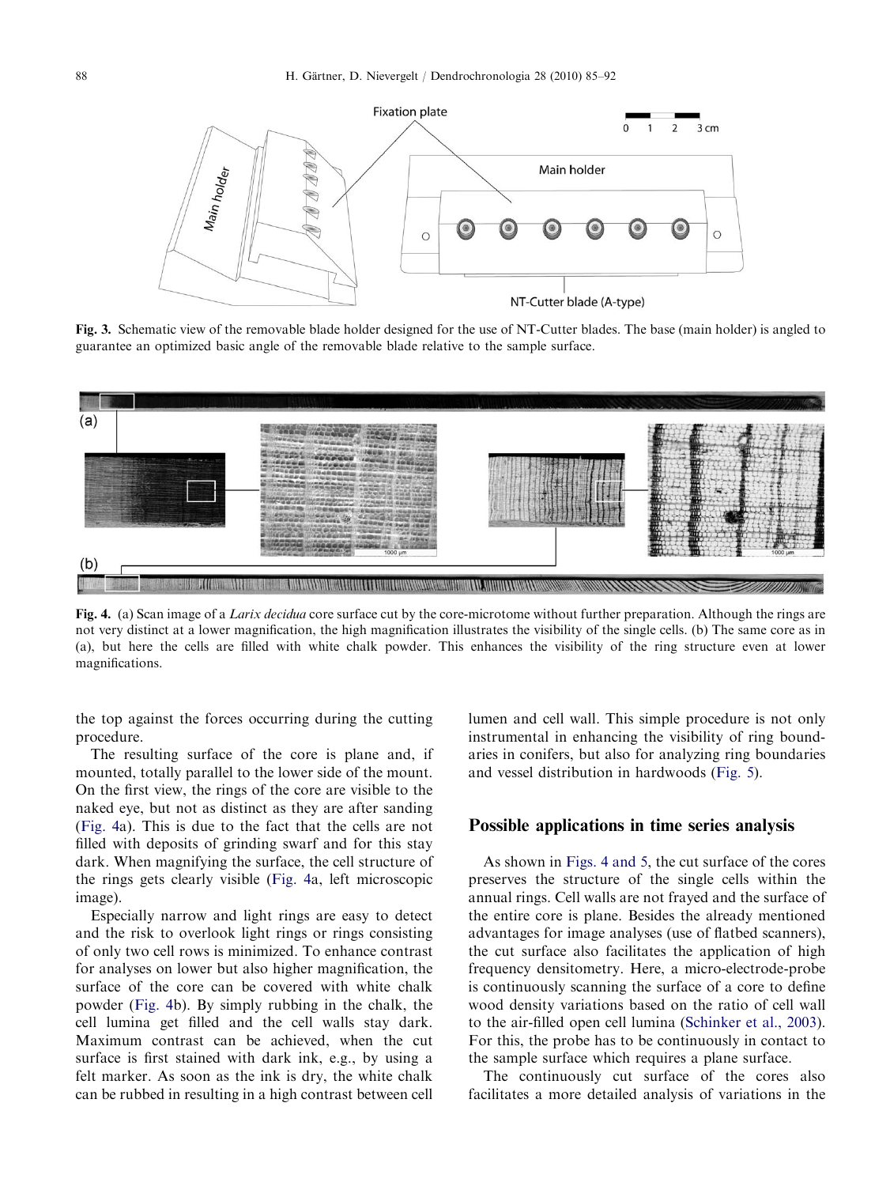Fixation plate

0 1 2 3 cm

Main holder

Main holder

NT-Cutter blade (A-type)

Fig. 3. Schematic view of the removable blade holder designed for the use of NT-Cutter blades. The base (main holder) is angled to guarantee an optimized basic angle of the removable blade relative to the sample surface.

(a)

1000 µm

1000 µm

(b)

Fig. 4. (a) Scan image of a *Larix decidua* core surface cut by the core-microtome without further preparation. Although the rings are not very distinct at a lower magnification, the high magnification illustrates the visibility of the single cells. (b) The same core as in (a), but here the cells are filled with white chalk powder. This enhances the visibility of the ring structure even at lower magnifications.

the top against the forces occurring during the cutting procedure.

The resulting surface of the core is plane and, if mounted, totally parallel to the lower side of the mount. On the first view, the rings of the core are visible to the naked eye, but not as distinct as they are after sanding (Fig. 4a). This is due to the fact that the cells are not filled with deposits of grinding swarf and for this stay dark. When magnifying the surface, the cell structure of the rings gets clearly visible (Fig. 4a, left microscopic image).

Especially narrow and light rings are easy to detect and the risk to overlook light rings or rings consisting of only two cell rows is minimized. To enhance contrast for analyses on lower but also higher magnification, the surface of the core can be covered with white chalk powder (Fig. 4b). By simply rubbing in the chalk, the cell lumina get filled and the cell walls stay dark. Maximum contrast can be achieved, when the cut surface is first stained with dark ink, e.g., by using a felt marker. As soon as the ink is dry, the white chalk can be rubbed in resulting in a high contrast between cell lumen and cell wall. This simple procedure is not only instrumental in enhancing the visibility of ring boundaries in conifers, but also for analyzing ring boundaries and vessel distribution in hardwoods (Fig. 5).

## Possible applications in time series analysis

As shown in Figs. 4 and 5, the cut surface of the cores preserves the structure of the single cells within the annual rings. Cell walls are not frayed and the surface of the entire core is plane. Besides the already mentioned advantages for image analyses (use of flatbed scanners), the cut surface also facilitates the application of high frequency densitometry. Here, a micro-electrode-probe is continuously scanning the surface of a core to define wood density variations based on the ratio of cell wall to the air-filled open cell lumina (Schinker et al., 2003). For this, the probe has to be continuously in contact to the sample surface which requires a plane surface.

The continuously cut surface of the cores also facilitates a more detailed analysis of variations in the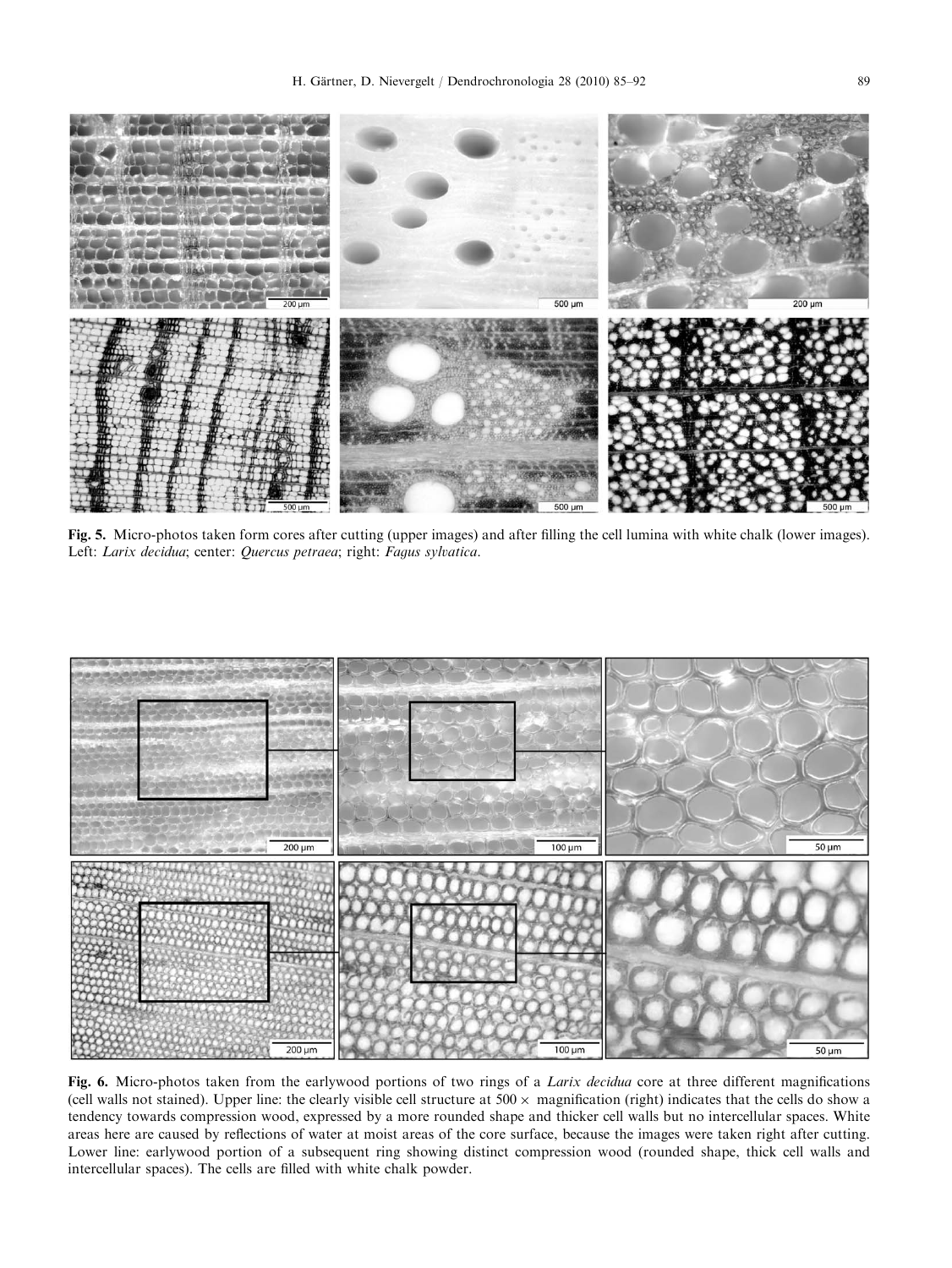**Fig. 5.** Micro-photos taken form cores after cutting (upper images) and after filling the cell lumina with white chalk (lower images). Left: *Larix decidua*; center: *Quercus petraea*; right: *Fagus sylvatica*.

**Fig. 6.** Micro-photos taken from the earlywood portions of two rings of a *Larix decidua* core at three different magnifications (cell walls not stained). Upper line: the clearly visible cell structure at 500 × magnification (right) indicates that the cells do show a tendency towards compression wood, expressed by a more rounded shape and thicker cell walls but no intercellular spaces. White areas here are caused by reflections of water at moist areas of the core surface, because the images were taken right after cutting. Lower line: earlywood portion of a subsequent ring showing distinct compression wood (rounded shape, thick cell walls and intercellular spaces). The cells are filled with white chalk powder.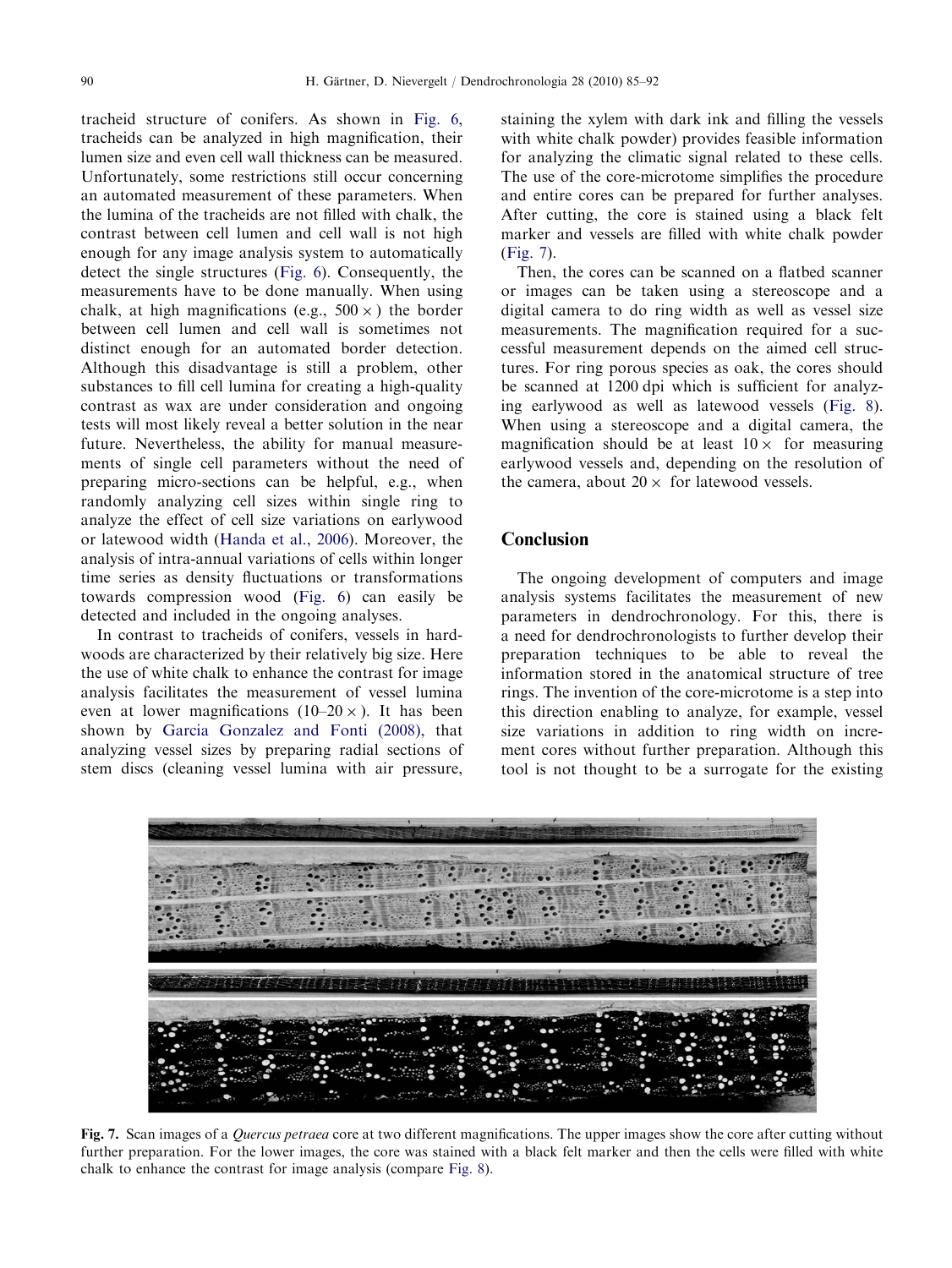tracheid structure of conifers. As shown in Fig. 6, tracheids can be analyzed in high magnification, their lumen size and even cell wall thickness can be measured. Unfortunately, some restrictions still occur concerning an automated measurement of these parameters. When the lumina of the tracheids are not filled with chalk, the contrast between cell lumen and cell wall is not high enough for any image analysis system to automatically detect the single structures (Fig. 6). Consequently, the measurements have to be done manually. When using chalk, at high magnifications (e.g., 500 ×) the border between cell lumen and cell wall is sometimes not distinct enough for an automated border detection. Although this disadvantage is still a problem, other substances to fill cell lumina for creating a high-quality contrast as wax are under consideration and ongoing tests will most likely reveal a better solution in the near future. Nevertheless, the ability for manual measurements of single cell parameters without the need of preparing micro-sections can be helpful, e.g., when randomly analyzing cell sizes within single ring to analyze the effect of cell size variations on earlywood or latewood width (Handa et al., 2006). Moreover, the analysis of intra-annual variations of cells within longer time series as density fluctuations or transformations towards compression wood (Fig. 6) can easily be detected and included in the ongoing analyses.

In contrast to tracheids of conifers, vessels in hardwoods are characterized by their relatively big size. Here the use of white chalk to enhance the contrast for image analysis facilitates the measurement of vessel lumina even at lower magnifications (10–20 ×). It has been shown by Garcia Gonzalez and Fonti (2008), that analyzing vessel sizes by preparing radial sections of stem discs (cleaning vessel lumina with air pressure, staining the xylem with dark ink and filling the vessels with white chalk powder) provides feasible information for analyzing the climatic signal related to these cells. The use of the core-microtome simplifies the procedure and entire cores can be prepared for further analyses. After cutting, the core is stained using a black felt marker and vessels are filled with white chalk powder (Fig. 7).

Then, the cores can be scanned on a flatbed scanner or images can be taken using a stereoscope and a digital camera to do ring width as well as vessel size measurements. The magnification required for a successful measurement depends on the aimed cell structures. For ring porous species as oak, the cores should be scanned at 1200 dpi which is sufficient for analyzing earlywood as well as latewood vessels (Fig. 8). When using a stereoscope and a digital camera, the magnification should be at least 10 × for measuring earlywood vessels and, depending on the resolution of the camera, about 20 × for latewood vessels.

## Conclusion

The ongoing development of computers and image analysis systems facilitates the measurement of new parameters in dendrochronology. For this, there is a need for dendrochronologists to further develop their preparation techniques to be able to reveal the information stored in the anatomical structure of tree rings. The invention of the core-microtome is a step into this direction enabling to analyze, for example, vessel size variations in addition to ring width on increment cores without further preparation. Although this tool is not thought to be a surrogate for the existing

**Fig. 7.** Scan images of a *Quercus petraea* core at two different magnifications. The upper images show the core after cutting without further preparation. For the lower images, the core was stained with a black felt marker and then the cells were filled with white chalk to enhance the contrast for image analysis (compare Fig. 8).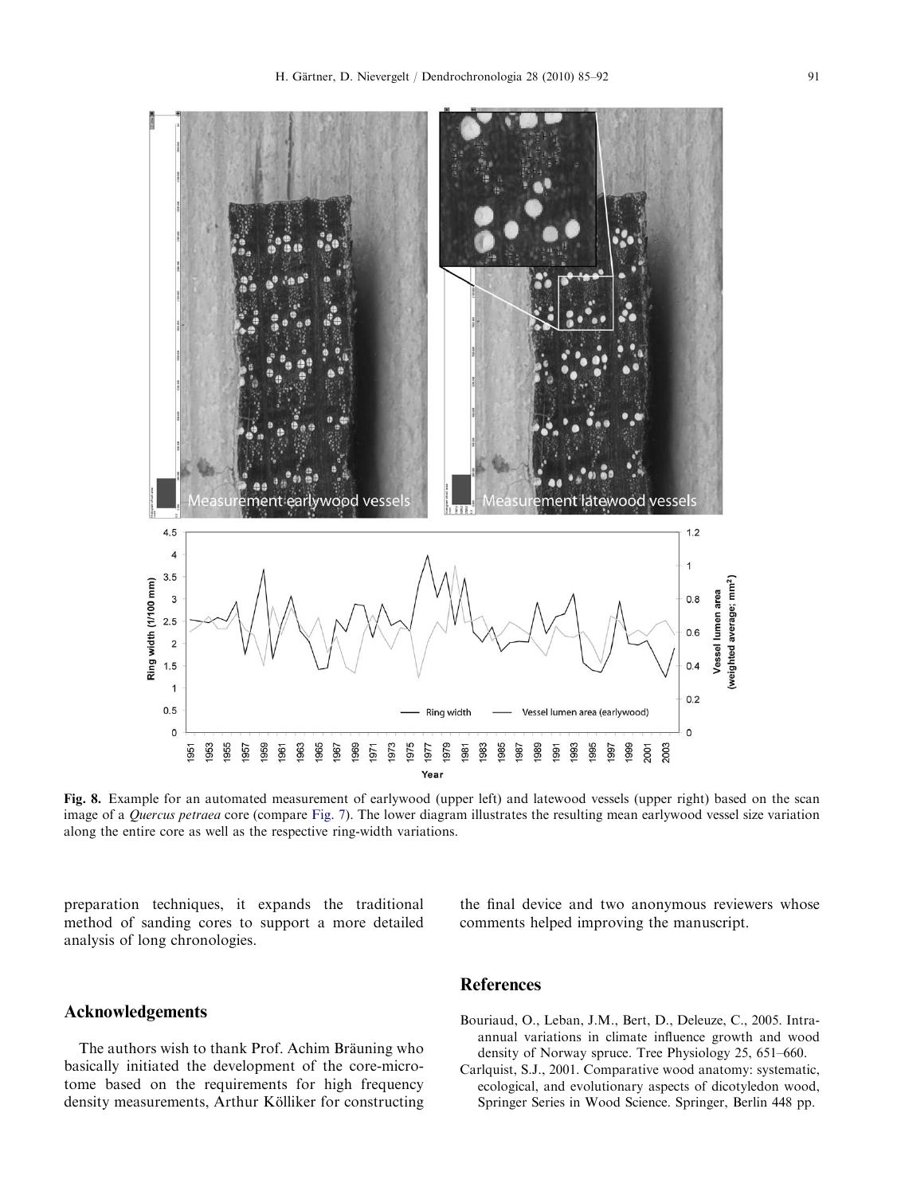**Fig. 8.** Example for an automated measurement of earlywood (upper left) and latewood vessels (upper right) based on the scan image of a *Quercus petraea* core (compare Fig. 7). The lower diagram illustrates the resulting mean earlywood vessel size variation along the entire core as well as the respective ring-width variations.

preparation techniques, it expands the traditional method of sanding cores to support a more detailed analysis of long chronologies.

## Acknowledgements

The authors wish to thank Prof. Achim Bräuning who basically initiated the development of the core-microtome based on the requirements for high frequency density measurements, Arthur Kölliker for constructing the final device and two anonymous reviewers whose comments helped improving the manuscript.

## References

Bouriaud, O., Leban, J.M., Bert, D., Deleuze, C., 2005. Intra-annual variations in climate influence growth and wood density of Norway spruce. Tree Physiology 25, 651–660.

Carlquist, S.J., 2001. Comparative wood anatomy: systematic, ecological, and evolutionary aspects of dicotyledon wood, Springer Series in Wood Science. Springer, Berlin 448 pp.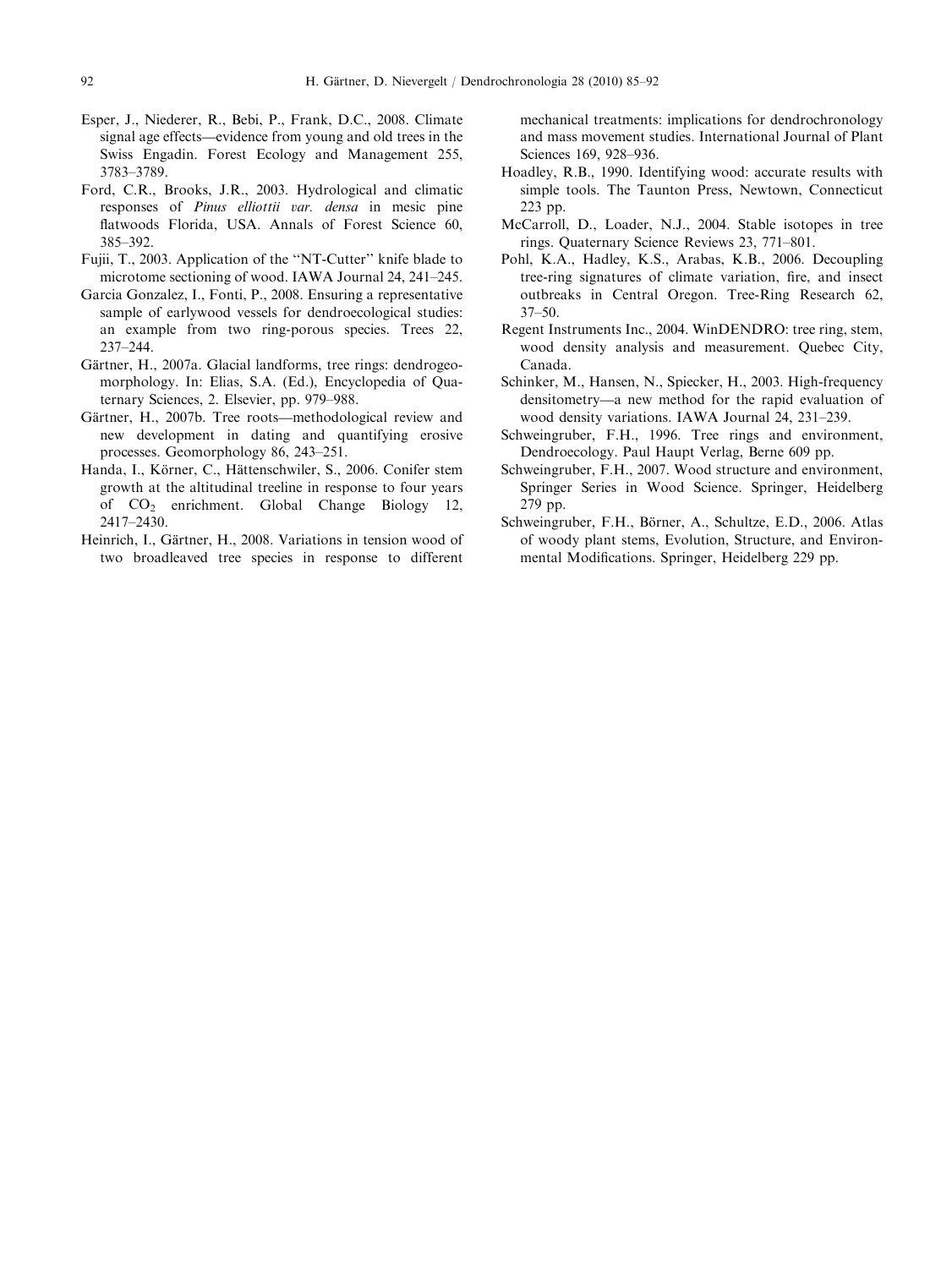Esper, J., Niederer, R., Bebi, P., Frank, D.C., 2008. Climate signal age effects—evidence from young and old trees in the Swiss Engadin. Forest Ecology and Management 255, 3783–3789.

Ford, C.R., Brooks, J.R., 2003. Hydrological and climatic responses of *Pinus elliottii var. densa* in mesic pine flatwoods Florida, USA. Annals of Forest Science 60, 385–392.

Fujii, T., 2003. Application of the "NT-Cutter" knife blade to microtome sectioning of wood. IAWA Journal 24, 241–245.

Garcia Gonzalez, I., Fonti, P., 2008. Ensuring a representative sample of earlywood vessels for dendroecological studies: an example from two ring-porous species. Trees 22, 237–244.

Gärtner, H., 2007a. Glacial landforms, tree rings: dendrogeomorphology. In: Elias, S.A. (Ed.), Encyclopedia of Quaternary Sciences, 2. Elsevier, pp. 979–988.

Gärtner, H., 2007b. Tree roots—methodological review and new development in dating and quantifying erosive processes. Geomorphology 86, 243–251.

Handa, I., Körner, C., Hättenschwiler, S., 2006. Conifer stem growth at the altitudinal treeline in response to four years of $CO_2$ enrichment. Global Change Biology 12, 2417–2430.

Heinrich, I., Gärtner, H., 2008. Variations in tension wood of two broadleaved tree species in response to different mechanical treatments: implications for dendrochronology and mass movement studies. International Journal of Plant Sciences 169, 928–936.

Hoadley, R.B., 1990. Identifying wood: accurate results with simple tools. The Taunton Press, Newtown, Connecticut 223 pp.

McCarroll, D., Loader, N.J., 2004. Stable isotopes in tree rings. Quaternary Science Reviews 23, 771–801.

Pohl, K.A., Hadley, K.S., Arabas, K.B., 2006. Decoupling tree-ring signatures of climate variation, fire, and insect outbreaks in Central Oregon. Tree-Ring Research 62, 37–50.

Regent Instruments Inc., 2004. WinDENDRO: tree ring, stem, wood density analysis and measurement. Quebec City, Canada.

Schinker, M., Hansen, N., Spiecker, H., 2003. High-frequency densitometry—a new method for the rapid evaluation of wood density variations. IAWA Journal 24, 231–239.

Schweingruber, F.H., 1996. Tree rings and environment, Dendroecology. Paul Haupt Verlag, Berne 609 pp.

Schweingruber, F.H., 2007. Wood structure and environment, Springer Series in Wood Science. Springer, Heidelberg 279 pp.

Schweingruber, F.H., Börner, A., Schultze, E.D., 2006. Atlas of woody plant stems, Evolution, Structure, and Environmental Modifications. Springer, Heidelberg 229 pp.